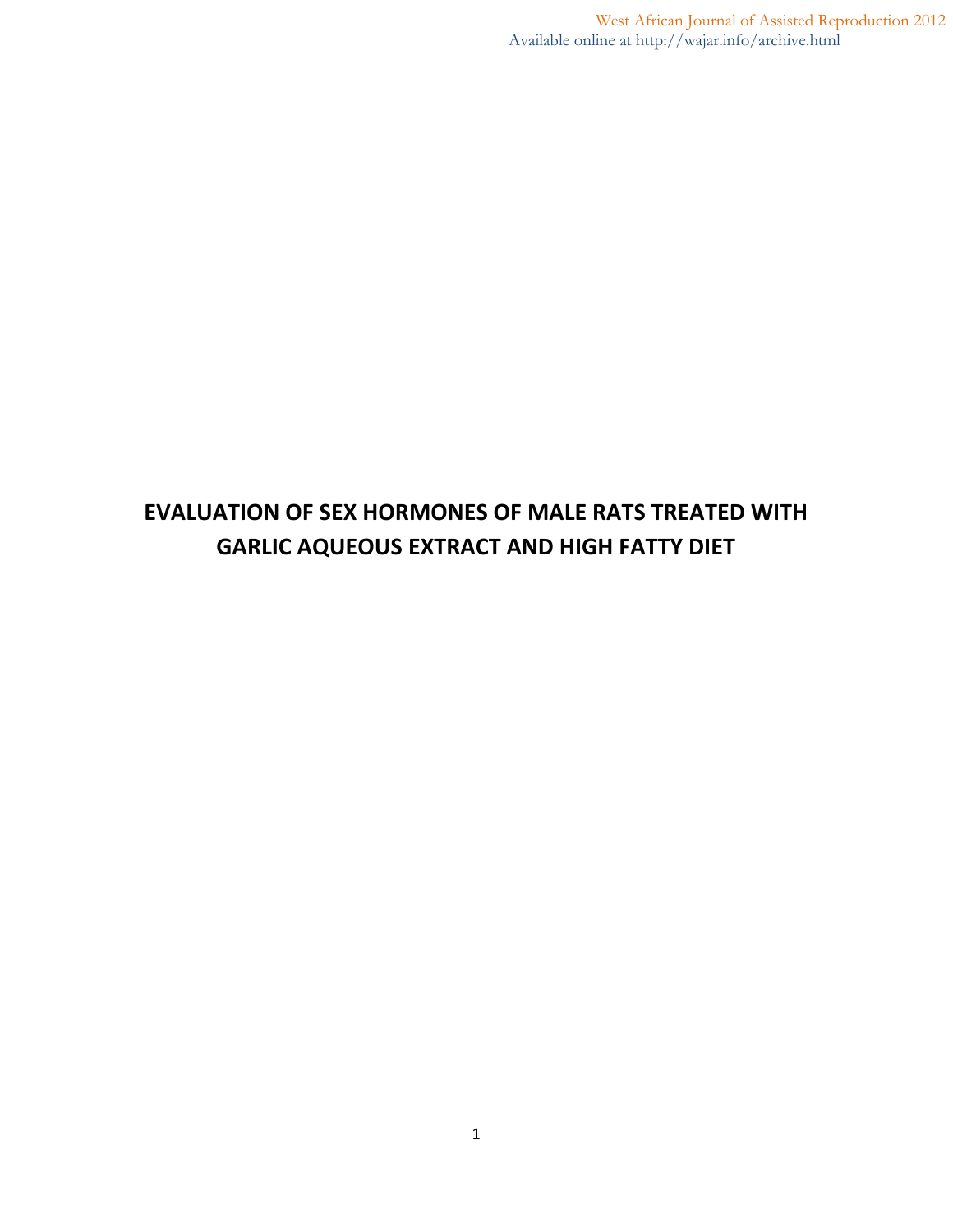# EVALUATION OF SEX HORMONES OF MALE RATS TREATED WITH GARLIC AQUEOUS EXTRACT AND HIGH FATTY DIET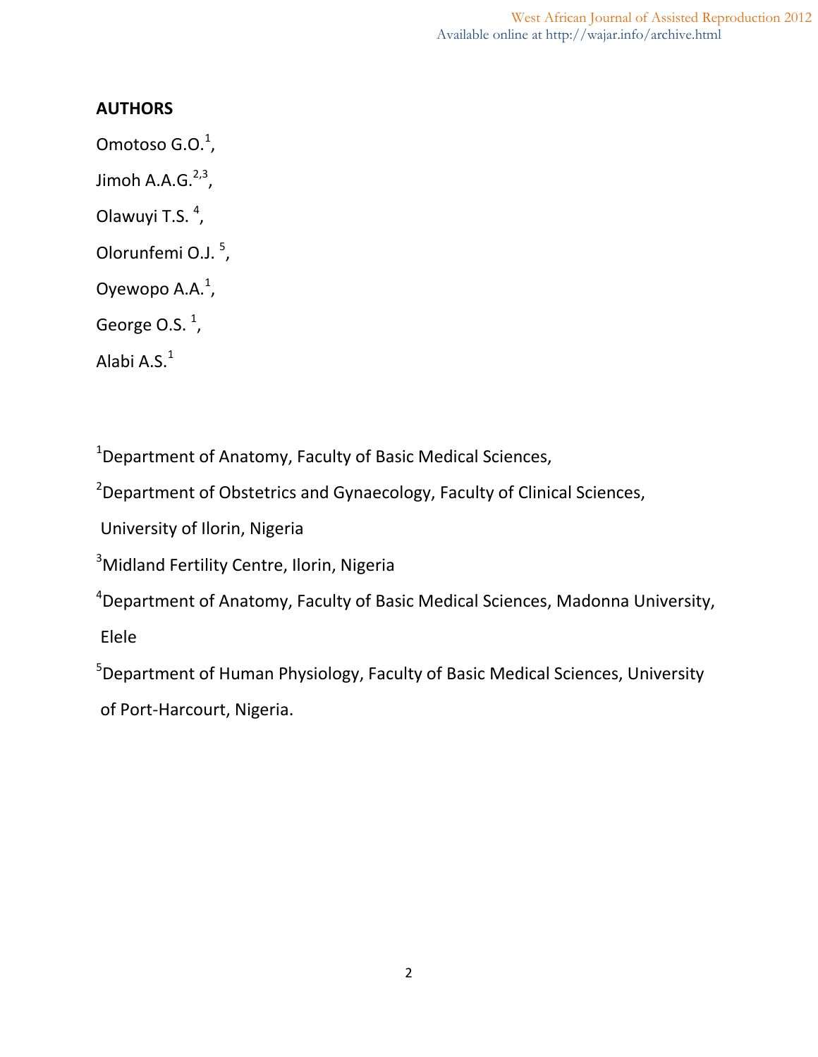## AUTHORS

Omotoso G.O.[1],

Jimoh A.A.G.[2,3],

Olawuyi T.S. [4],

Olorunfemi O.J. [5],

Oyewopo A.A.[1],

George O.S. [1],

Alabi A.S.[1]

[1]Department of Anatomy, Faculty of Basic Medical Sciences,

[2]Department of Obstetrics and Gynaecology, Faculty of Clinical Sciences,

University of Ilorin, Nigeria

[3]Midland Fertility Centre, Ilorin, Nigeria

[4]Department of Anatomy, Faculty of Basic Medical Sciences, Madonna University, Elele

[5]Department of Human Physiology, Faculty of Basic Medical Sciences, University of Port-Harcourt, Nigeria.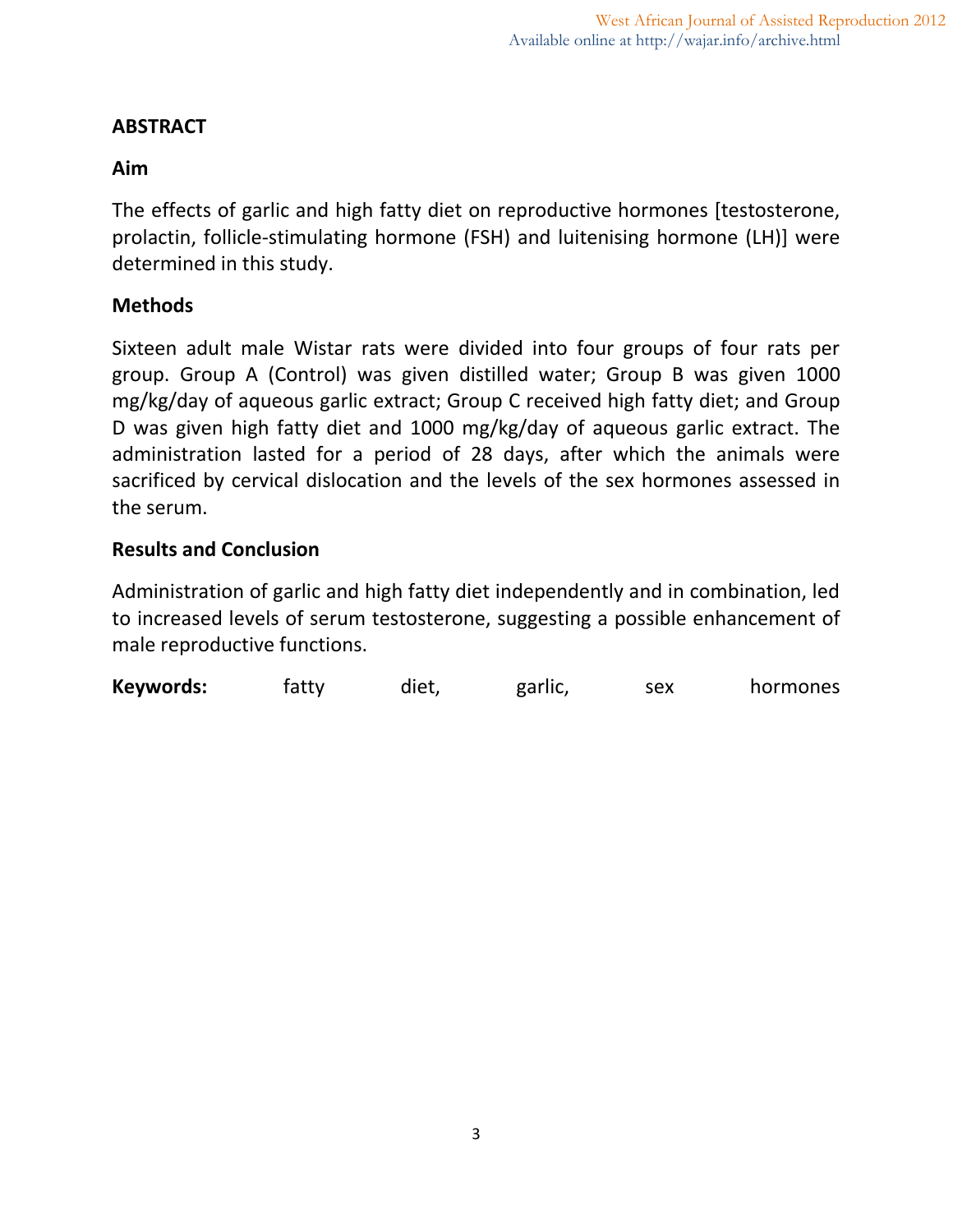## ABSTRACT

### Aim

The effects of garlic and high fatty diet on reproductive hormones [testosterone, prolactin, follicle-stimulating hormone (FSH) and luitenising hormone (LH)] were determined in this study.

### Methods

Sixteen adult male Wistar rats were divided into four groups of four rats per group. Group A (Control) was given distilled water; Group B was given 1000 mg/kg/day of aqueous garlic extract; Group C received high fatty diet; and Group D was given high fatty diet and 1000 mg/kg/day of aqueous garlic extract. The administration lasted for a period of 28 days, after which the animals were sacrificed by cervical dislocation and the levels of the sex hormones assessed in the serum.

### Results and Conclusion

Administration of garlic and high fatty diet independently and in combination, led to increased levels of serum testosterone, suggesting a possible enhancement of male reproductive functions.

**Keywords:** fatty diet, garlic, sex hormones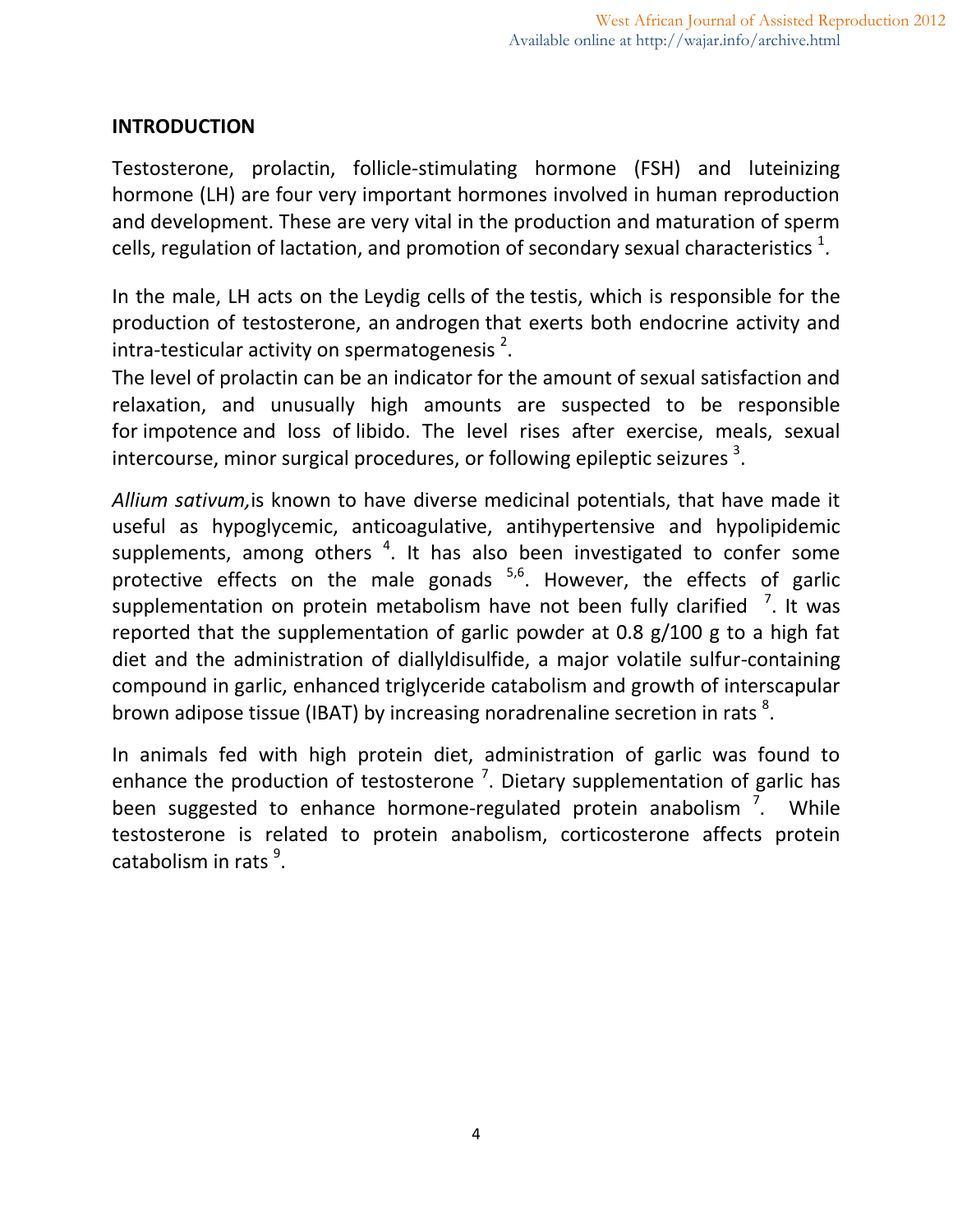## INTRODUCTION

Testosterone, prolactin, follicle-stimulating hormone (FSH) and luteinizing hormone (LH) are four very important hormones involved in human reproduction and development. These are very vital in the production and maturation of sperm cells, regulation of lactation, and promotion of secondary sexual characteristics [1].

In the male, LH acts on the Leydig cells of the testis, which is responsible for the production of testosterone, an androgen that exerts both endocrine activity and intra-testicular activity on spermatogenesis [2].

The level of prolactin can be an indicator for the amount of sexual satisfaction and relaxation, and unusually high amounts are suspected to be responsible for impotence and loss of libido. The level rises after exercise, meals, sexual intercourse, minor surgical procedures, or following epileptic seizures [3].

*Allium sativum,* is known to have diverse medicinal potentials, that have made it useful as hypoglycemic, anticoagulative, antihypertensive and hypolipidemic supplements, among others [4]. It has also been investigated to confer some protective effects on the male gonads [5,6]. However, the effects of garlic supplementation on protein metabolism have not been fully clarified [7]. It was reported that the supplementation of garlic powder at 0.8 g/100 g to a high fat diet and the administration of diallyldisulfide, a major volatile sulfur-containing compound in garlic, enhanced triglyceride catabolism and growth of interscapular brown adipose tissue (IBAT) by increasing noradrenaline secretion in rats [8].

In animals fed with high protein diet, administration of garlic was found to enhance the production of testosterone [7]. Dietary supplementation of garlic has been suggested to enhance hormone-regulated protein anabolism [7]. While testosterone is related to protein anabolism, corticosterone affects protein catabolism in rats [9].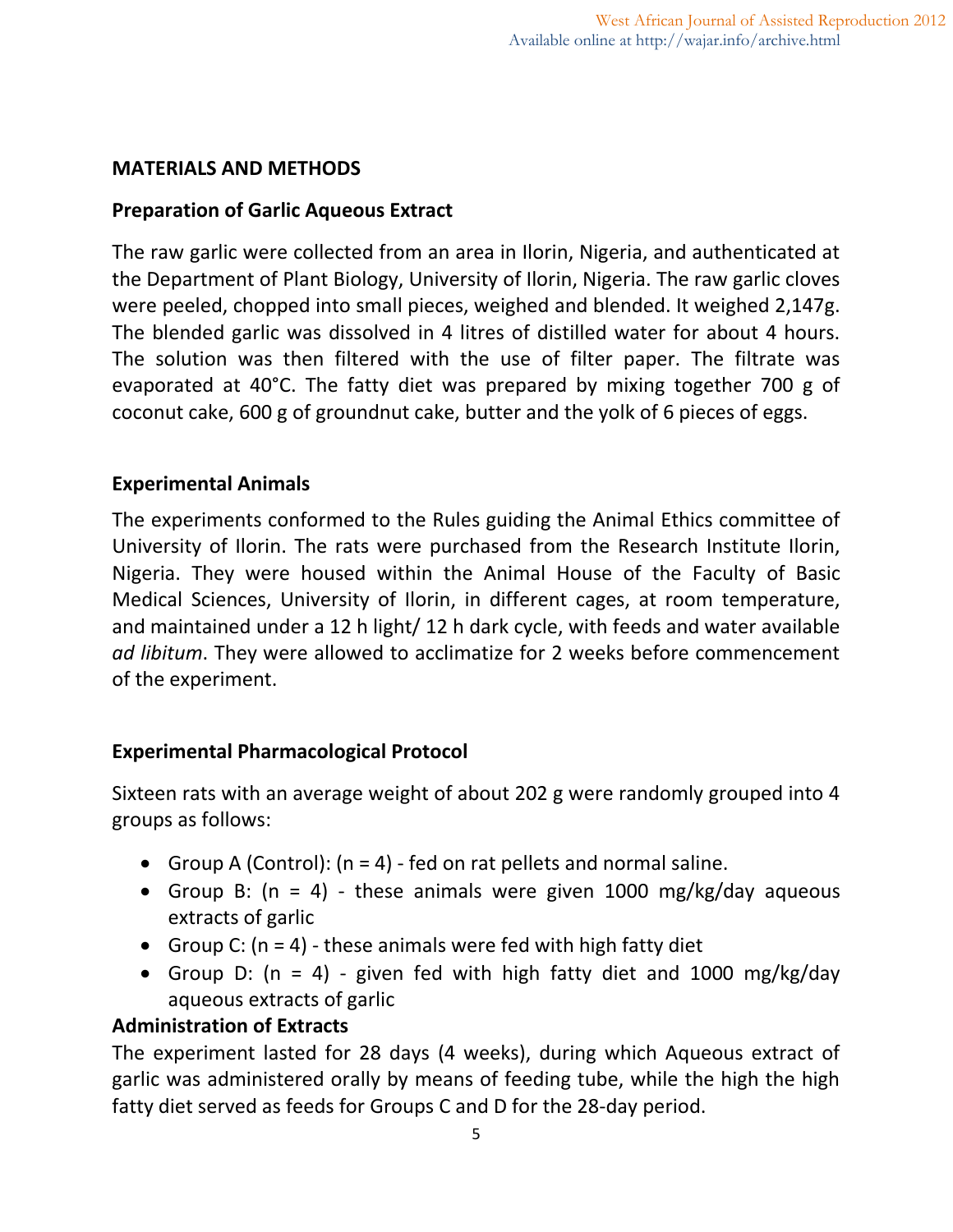## MATERIALS AND METHODS

### Preparation of Garlic Aqueous Extract

The raw garlic were collected from an area in Ilorin, Nigeria, and authenticated at the Department of Plant Biology, University of Ilorin, Nigeria. The raw garlic cloves were peeled, chopped into small pieces, weighed and blended. It weighed 2,147g. The blended garlic was dissolved in 4 litres of distilled water for about 4 hours. The solution was then filtered with the use of filter paper. The filtrate was evaporated at 40°C. The fatty diet was prepared by mixing together 700 g of coconut cake, 600 g of groundnut cake, butter and the yolk of 6 pieces of eggs.

### Experimental Animals

The experiments conformed to the Rules guiding the Animal Ethics committee of University of Ilorin. The rats were purchased from the Research Institute Ilorin, Nigeria. They were housed within the Animal House of the Faculty of Basic Medical Sciences, University of Ilorin, in different cages, at room temperature, and maintained under a 12 h light/ 12 h dark cycle, with feeds and water available *ad libitum*. They were allowed to acclimatize for 2 weeks before commencement of the experiment.

### Experimental Pharmacological Protocol

Sixteen rats with an average weight of about 202 g were randomly grouped into 4 groups as follows:

- Group A (Control): (n = 4) - fed on rat pellets and normal saline.
- Group B: (n = 4) - these animals were given 1000 mg/kg/day aqueous extracts of garlic
- Group C: (n = 4) - these animals were fed with high fatty diet
- Group D: (n = 4) - given fed with high fatty diet and 1000 mg/kg/day aqueous extracts of garlic

### Administration of Extracts

The experiment lasted for 28 days (4 weeks), during which Aqueous extract of garlic was administered orally by means of feeding tube, while the high the high fatty diet served as feeds for Groups C and D for the 28-day period.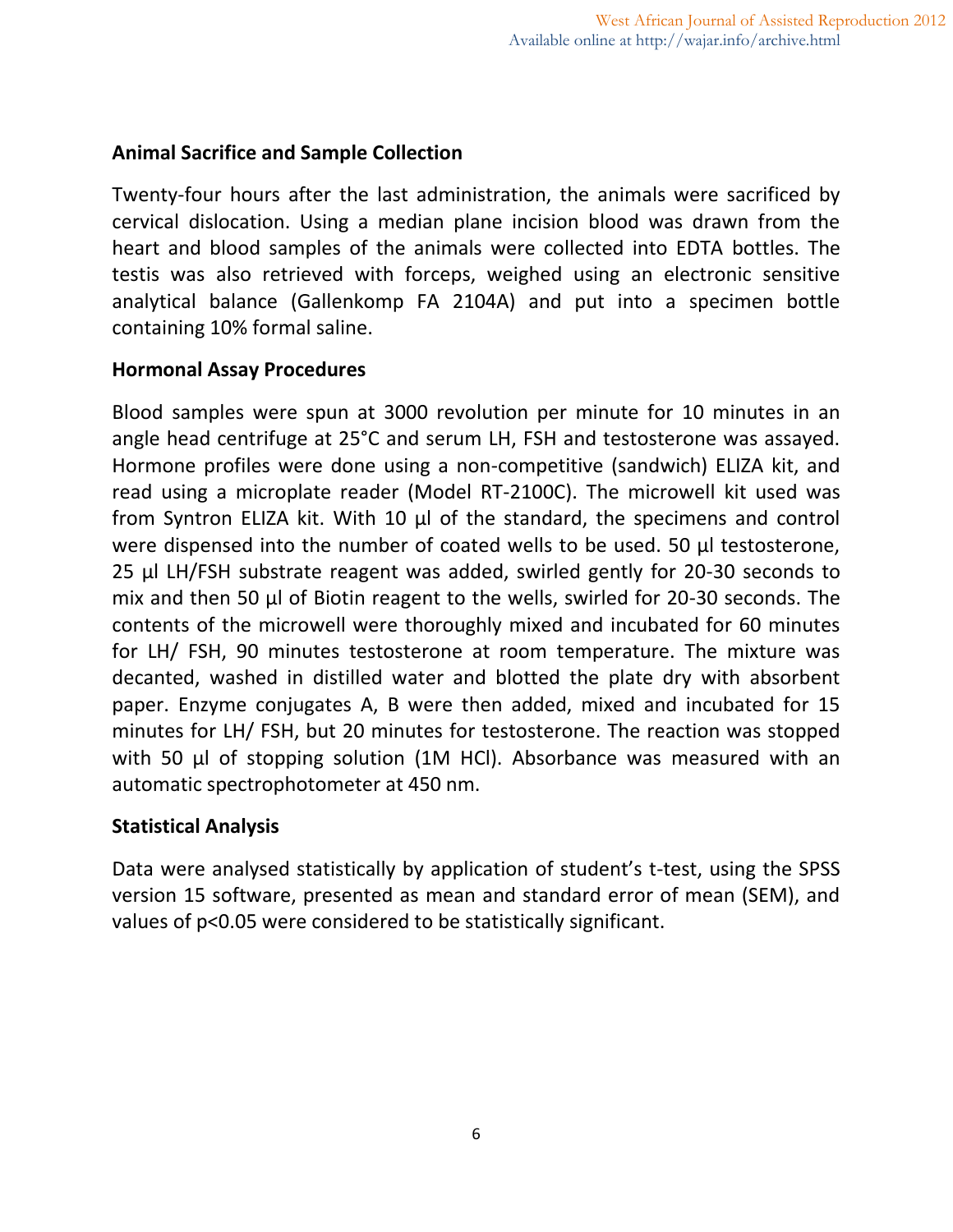### Animal Sacrifice and Sample Collection

Twenty-four hours after the last administration, the animals were sacrificed by cervical dislocation. Using a median plane incision blood was drawn from the heart and blood samples of the animals were collected into EDTA bottles. The testis was also retrieved with forceps, weighed using an electronic sensitive analytical balance (Gallenkomp FA 2104A) and put into a specimen bottle containing 10% formal saline.

### Hormonal Assay Procedures

Blood samples were spun at 3000 revolution per minute for 10 minutes in an angle head centrifuge at 25°C and serum LH, FSH and testosterone was assayed. Hormone profiles were done using a non-competitive (sandwich) ELIZA kit, and read using a microplate reader (Model RT-2100C). The microwell kit used was from Syntron ELIZA kit. With 10 µl of the standard, the specimens and control were dispensed into the number of coated wells to be used. 50 µl testosterone, 25 µl LH/FSH substrate reagent was added, swirled gently for 20-30 seconds to mix and then 50 µl of Biotin reagent to the wells, swirled for 20-30 seconds. The contents of the microwell were thoroughly mixed and incubated for 60 minutes for LH/ FSH, 90 minutes testosterone at room temperature. The mixture was decanted, washed in distilled water and blotted the plate dry with absorbent paper. Enzyme conjugates A, B were then added, mixed and incubated for 15 minutes for LH/ FSH, but 20 minutes for testosterone. The reaction was stopped with 50 µl of stopping solution (1M HCl). Absorbance was measured with an automatic spectrophotometer at 450 nm.

### Statistical Analysis

Data were analysed statistically by application of student's t-test, using the SPSS version 15 software, presented as mean and standard error of mean (SEM), and values of $p<0.05$ were considered to be statistically significant.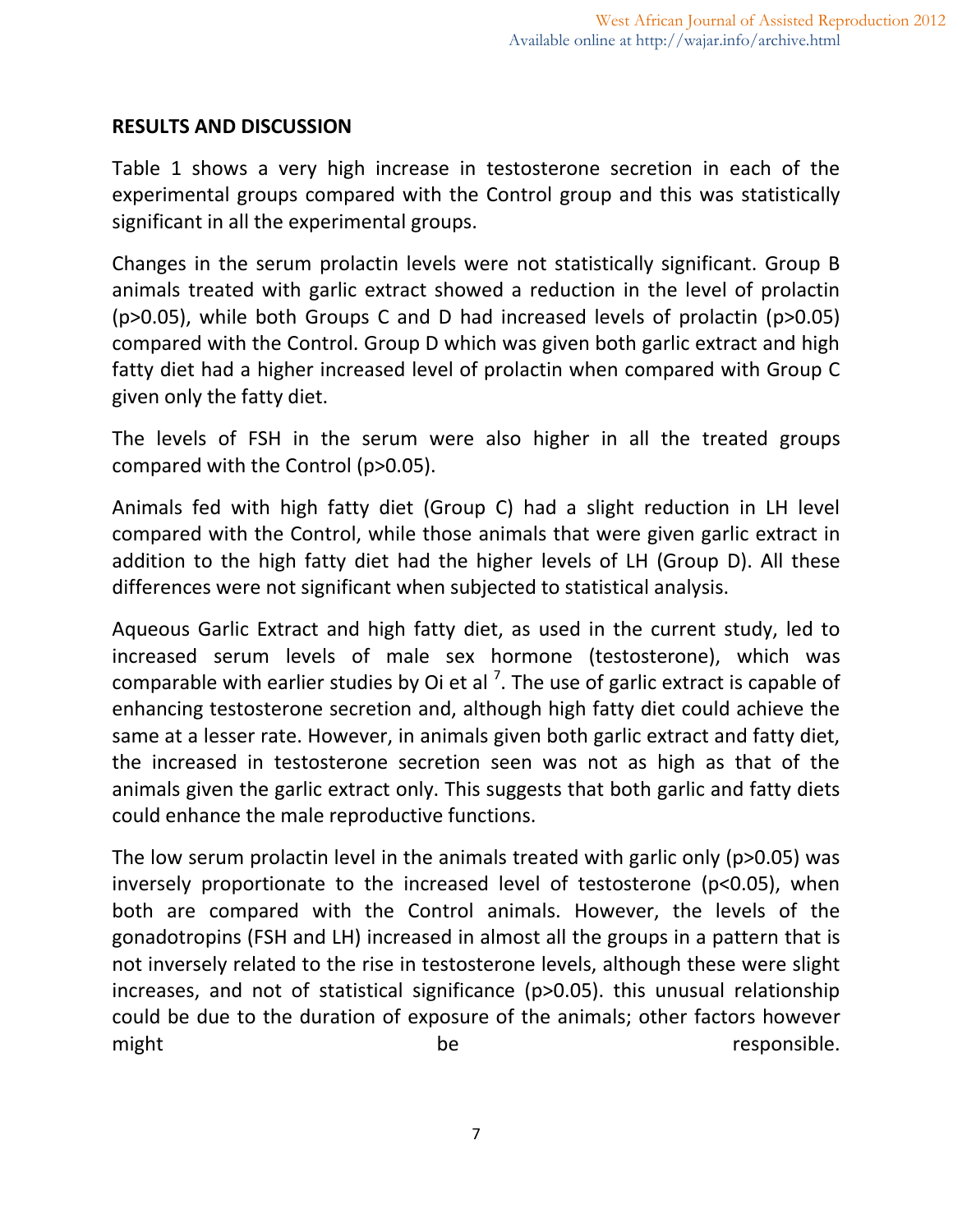## RESULTS AND DISCUSSION

Table 1 shows a very high increase in testosterone secretion in each of the experimental groups compared with the Control group and this was statistically significant in all the experimental groups.

Changes in the serum prolactin levels were not statistically significant. Group B animals treated with garlic extract showed a reduction in the level of prolactin ($p>0.05$), while both Groups C and D had increased levels of prolactin ($p>0.05$) compared with the Control. Group D which was given both garlic extract and high fatty diet had a higher increased level of prolactin when compared with Group C given only the fatty diet.

The levels of FSH in the serum were also higher in all the treated groups compared with the Control ($p>0.05$).

Animals fed with high fatty diet (Group C) had a slight reduction in LH level compared with the Control, while those animals that were given garlic extract in addition to the high fatty diet had the higher levels of LH (Group D). All these differences were not significant when subjected to statistical analysis.

Aqueous Garlic Extract and high fatty diet, as used in the current study, led to increased serum levels of male sex hormone (testosterone), which was comparable with earlier studies by Oi et al [7]. The use of garlic extract is capable of enhancing testosterone secretion and, although high fatty diet could achieve the same at a lesser rate. However, in animals given both garlic extract and fatty diet, the increased in testosterone secretion seen was not as high as that of the animals given the garlic extract only. This suggests that both garlic and fatty diets could enhance the male reproductive functions.

The low serum prolactin level in the animals treated with garlic only ($p>0.05$) was inversely proportionate to the increased level of testosterone ($p<0.05$), when both are compared with the Control animals. However, the levels of the gonadotropins (FSH and LH) increased in almost all the groups in a pattern that is not inversely related to the rise in testosterone levels, although these were slight increases, and not of statistical significance ($p>0.05$). this unusual relationship could be due to the duration of exposure of the animals; other factors however might be responsible.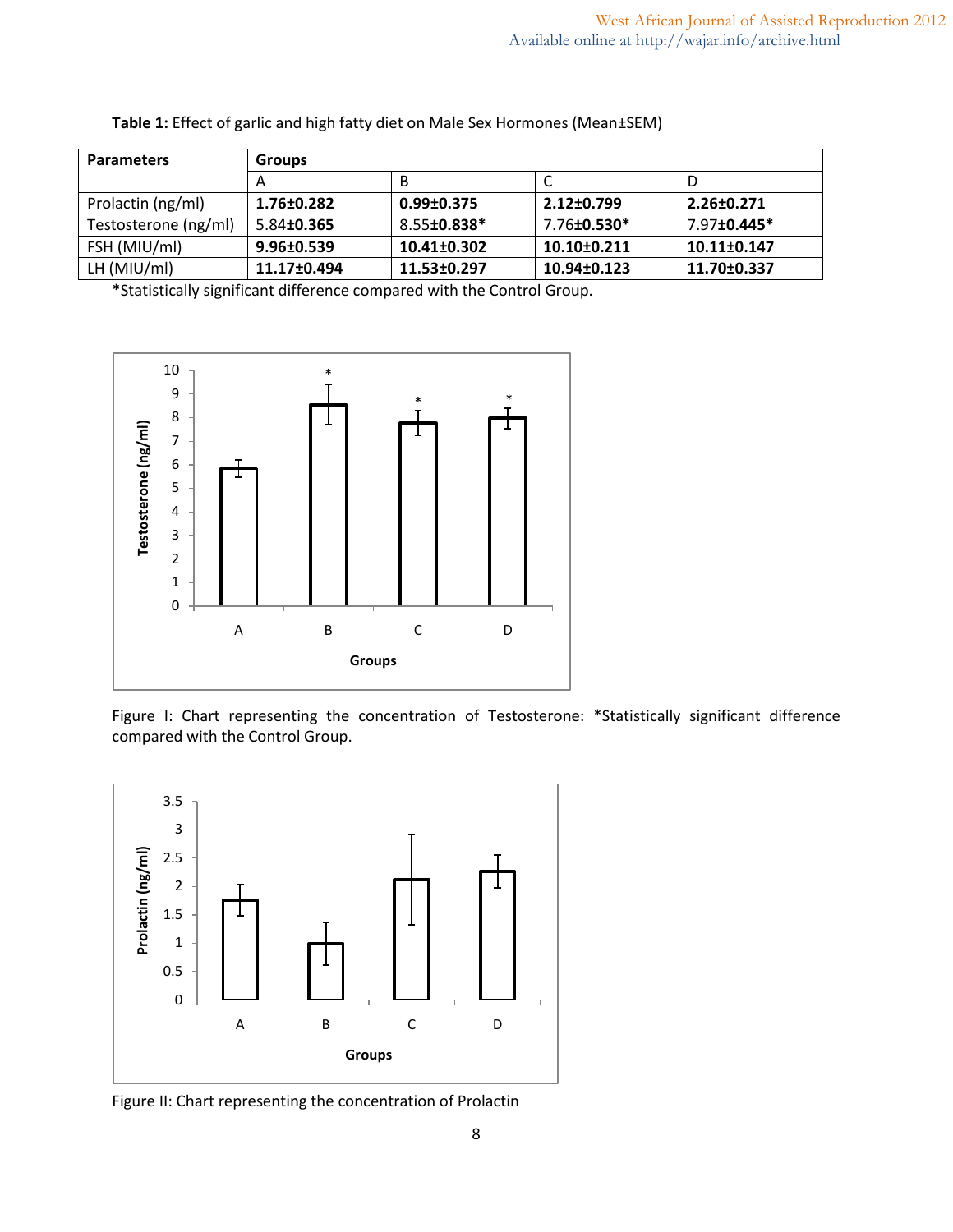**Table 1:** Effect of garlic and high fatty diet on Male Sex Hormones (Mean±SEM)

| Parameters | Groups | | | |
|---|---|---|---|---|
| | A | B | C | D |
| Prolactin (ng/ml) | **1.76±0.282** | **0.99±0.375** | **2.12±0.799** | **2.26±0.271** |
| Testosterone (ng/ml) | 5.84**±0.365** | 8.55**±0.838*** | 7.76**±0.530*** | 7.97**±0.445*** |
| FSH (MIU/ml) | **9.96±0.539** | **10.41±0.302** | **10.10±0.211** | **10.11±0.147** |
| LH (MIU/ml) | **11.17±0.494** | **11.53±0.297** | **10.94±0.123** | **11.70±0.337** |

*Statistically significant difference compared with the Control Group.

Figure I: Chart representing the concentration of Testosterone: *Statistically significant difference compared with the Control Group.

Figure II: Chart representing the concentration of Prolactin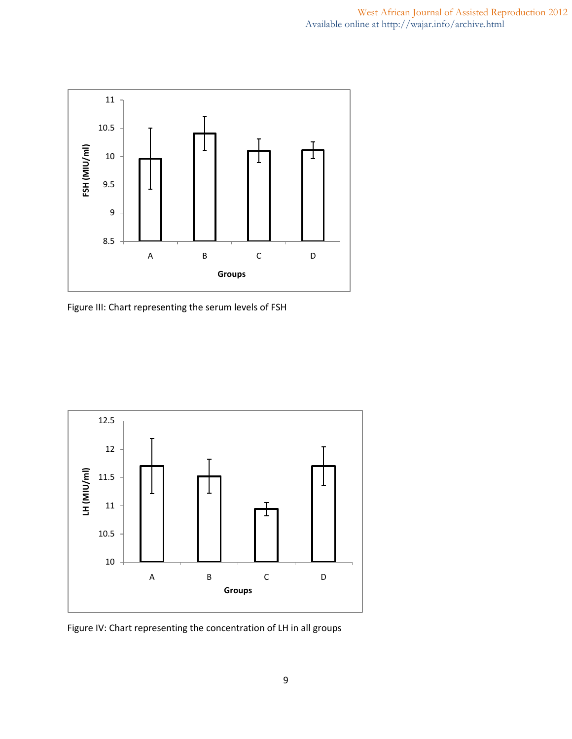Figure III: Chart representing the serum levels of FSH

Figure IV: Chart representing the concentration of LH in all groups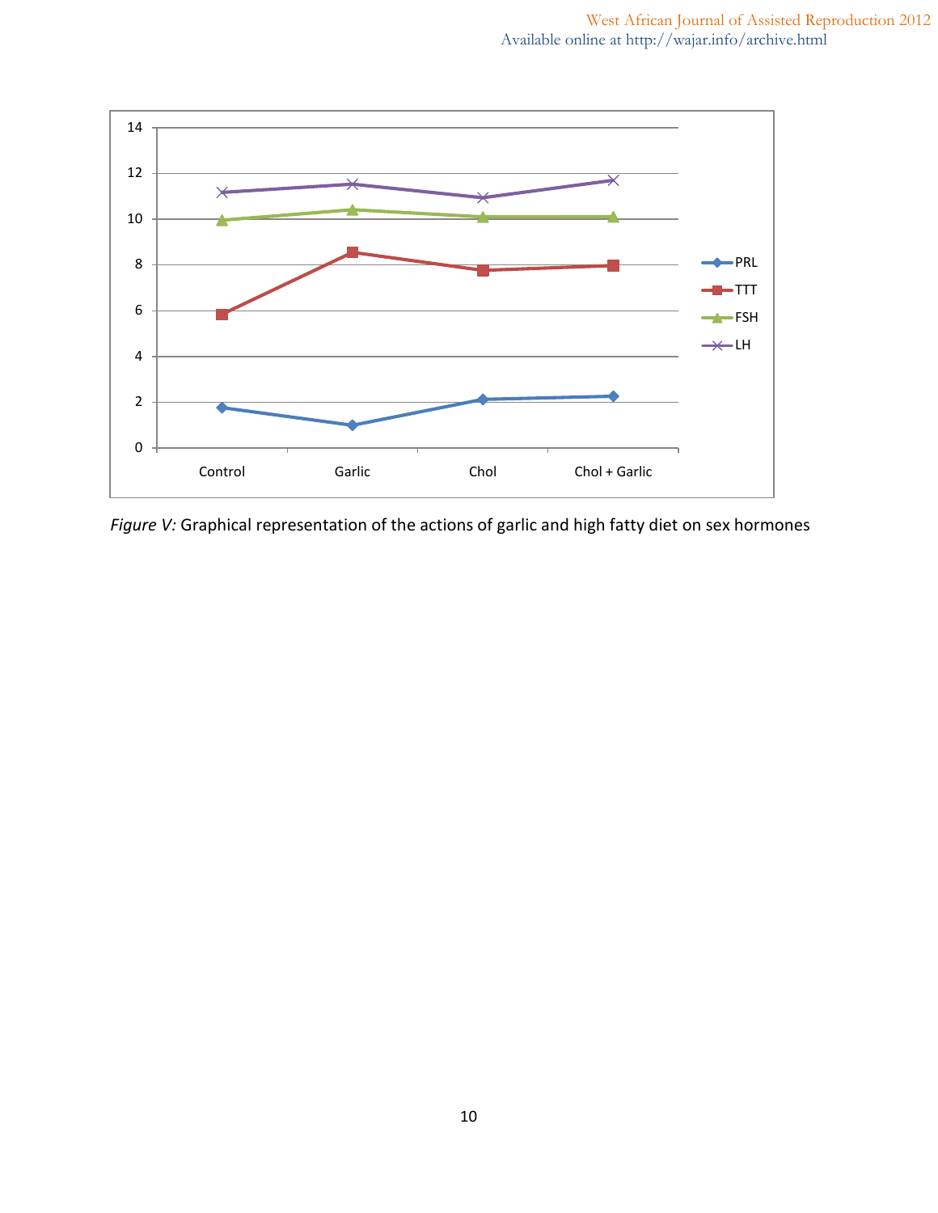*Figure V:* Graphical representation of the actions of garlic and high fatty diet on sex hormones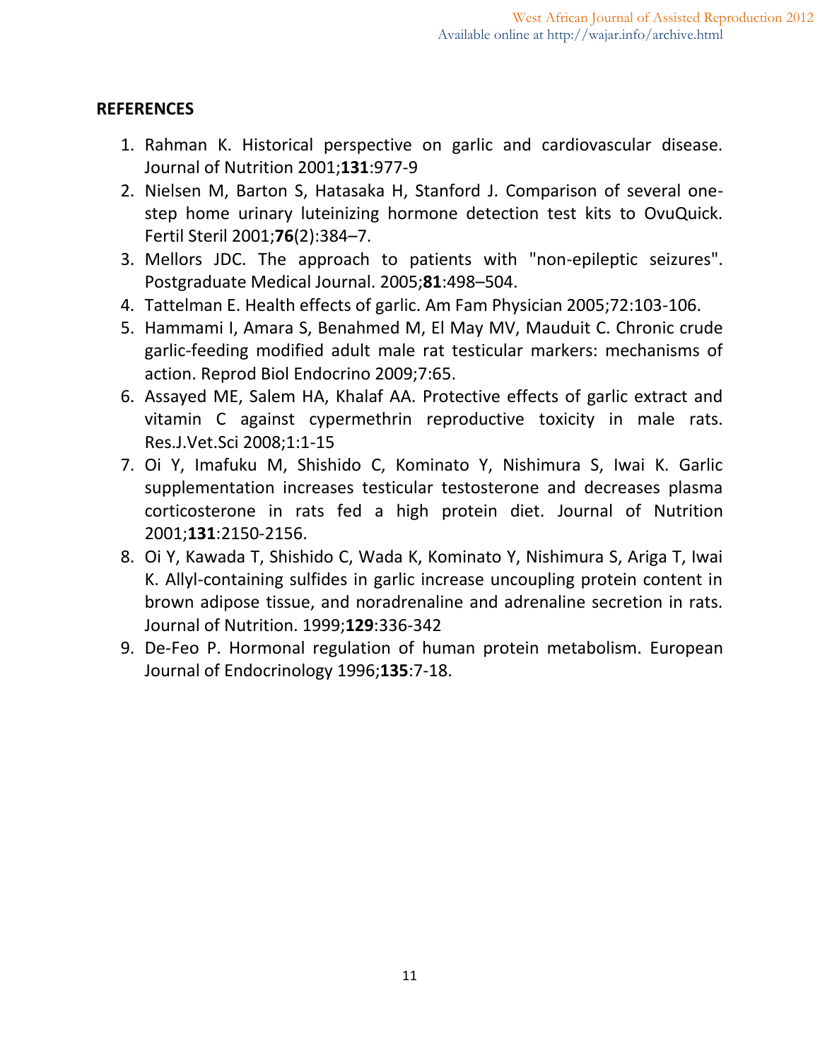## REFERENCES

1. Rahman K. Historical perspective on garlic and cardiovascular disease. Journal of Nutrition 2001;**131**:977-9
2. Nielsen M, Barton S, Hatasaka H, Stanford J. Comparison of several one-step home urinary luteinizing hormone detection test kits to OvuQuick. Fertil Steril 2001;**76**(2):384–7.
3. Mellors JDC. The approach to patients with "non-epileptic seizures". Postgraduate Medical Journal. 2005;**81**:498–504.
4. Tattelman E. Health effects of garlic. Am Fam Physician 2005;72:103-106.
5. Hammami I, Amara S, Benahmed M, El May MV, Mauduit C. Chronic crude garlic-feeding modified adult male rat testicular markers: mechanisms of action. Reprod Biol Endocrino 2009;7:65.
6. Assayed ME, Salem HA, Khalaf AA. Protective effects of garlic extract and vitamin C against cypermethrin reproductive toxicity in male rats. Res.J.Vet.Sci 2008;1:1-15
7. Oi Y, Imafuku M, Shishido C, Kominato Y, Nishimura S, Iwai K. Garlic supplementation increases testicular testosterone and decreases plasma corticosterone in rats fed a high protein diet. Journal of Nutrition 2001;**131**:2150-2156.
8. Oi Y, Kawada T, Shishido C, Wada K, Kominato Y, Nishimura S, Ariga T, Iwai K. Allyl-containing sulfides in garlic increase uncoupling protein content in brown adipose tissue, and noradrenaline and adrenaline secretion in rats. Journal of Nutrition. 1999;**129**:336-342
9. De-Feo P. Hormonal regulation of human protein metabolism. European Journal of Endocrinology 1996;**135**:7-18.